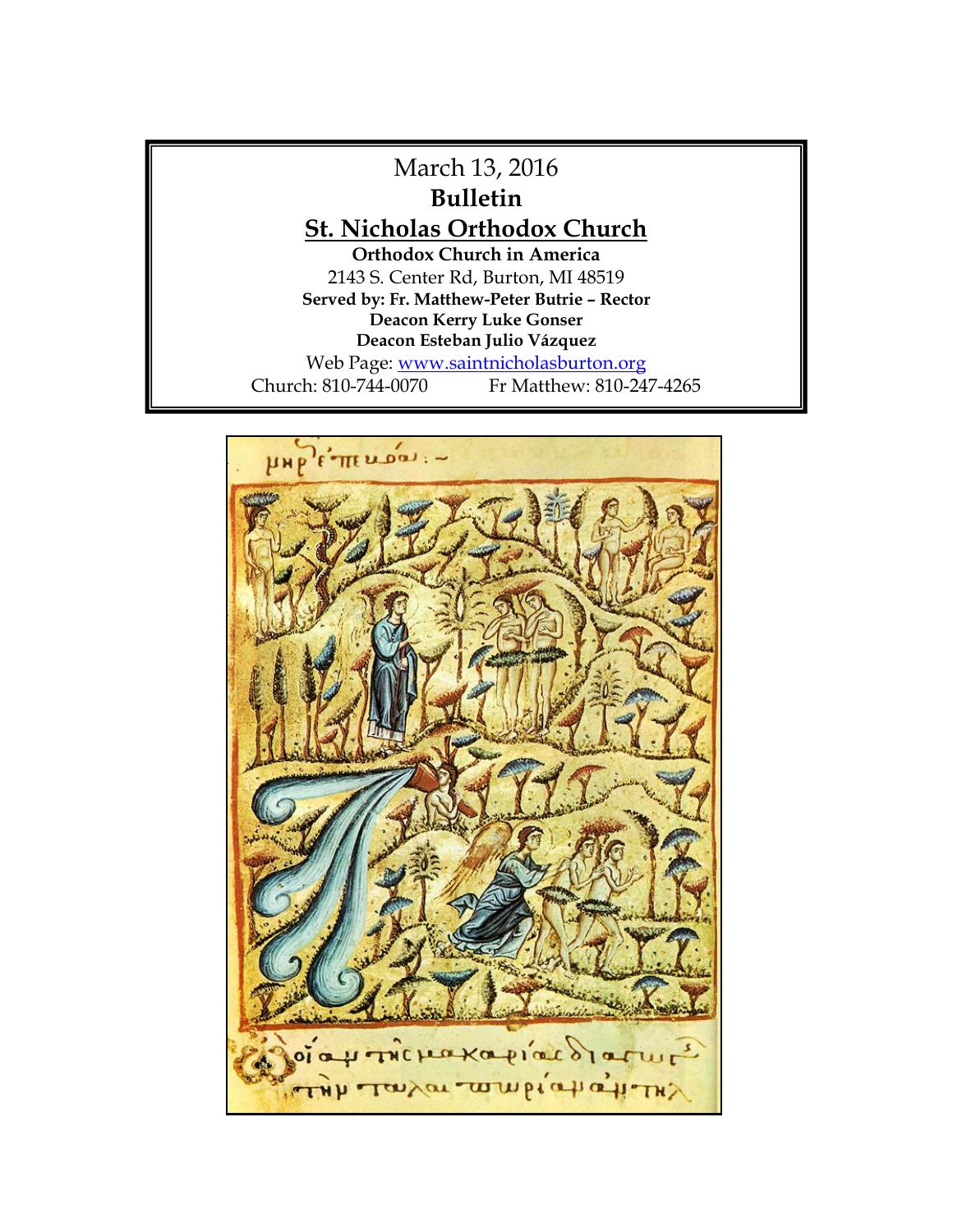March 13, 2016

**Bulletin**

**St. Nicholas Orthodox Church**

**Orthodox Church in America**

2143 S. Center Rd, Burton, MI 48519

**Served by: Fr. Matthew-Peter Butrie – Rector**

**Deacon Kerry Luke Gonser**

**Deacon Esteban Julio Vázquez**

Web Page: www.saintnicholasburton.org

Church: 810-744-0070 Fr Matthew: 810-247-4265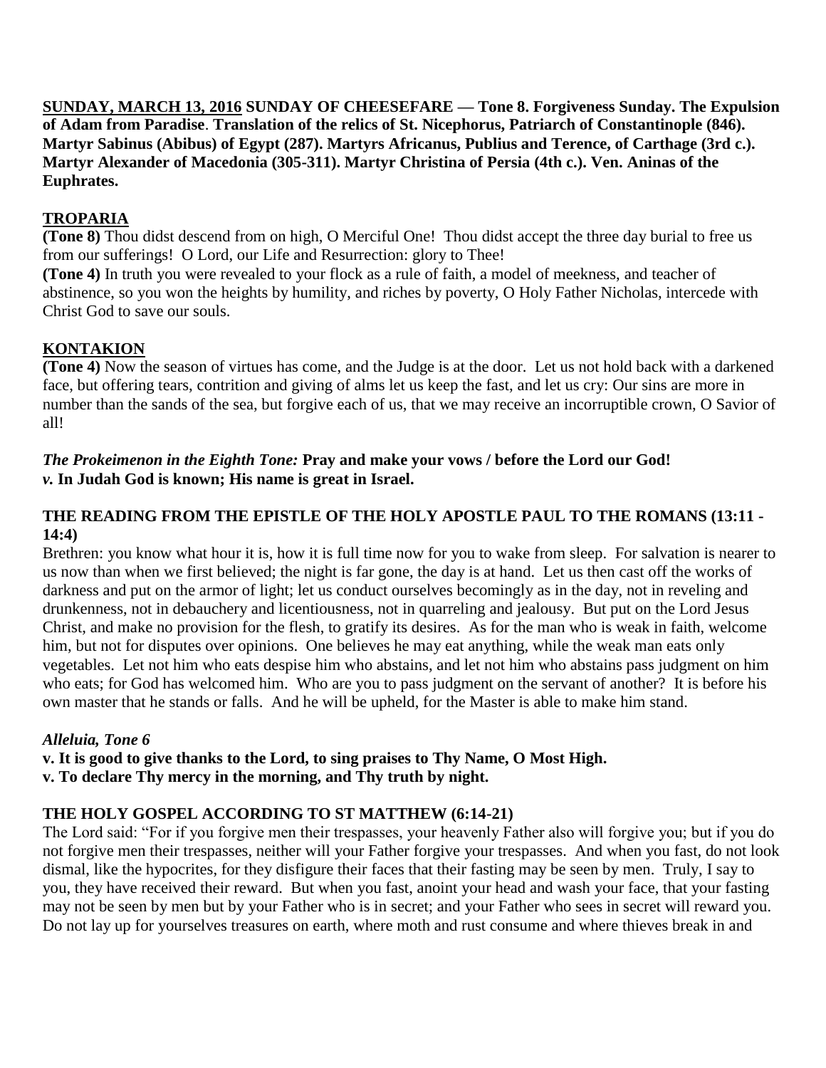**SUNDAY, MARCH 13, 2016 SUNDAY OF CHEESEFARE — Tone 8. Forgiveness Sunday. The Expulsion of Adam from Paradise. Translation of the relics of St. Nicephorus, Patriarch of Constantinople (846). Martyr Sabinus (Abibus) of Egypt (287). Martyrs Africanus, Publius and Terence, of Carthage (3rd c.). Martyr Alexander of Macedonia (305-311). Martyr Christina of Persia (4th c.). Ven. Aninas of the Euphrates.**

## TROPARIA

**(Tone 8)** Thou didst descend from on high, O Merciful One! Thou didst accept the three day burial to free us from our sufferings! O Lord, our Life and Resurrection: glory to Thee!

**(Tone 4)** In truth you were revealed to your flock as a rule of faith, a model of meekness, and teacher of abstinence, so you won the heights by humility, and riches by poverty, O Holy Father Nicholas, intercede with Christ God to save our souls.

## KONTAKION

**(Tone 4)** Now the season of virtues has come, and the Judge is at the door. Let us not hold back with a darkened face, but offering tears, contrition and giving of alms let us keep the fast, and let us cry: Our sins are more in number than the sands of the sea, but forgive each of us, that we may receive an incorruptible crown, O Savior of all!

***The Prokeimenon in the Eighth Tone:*** **Pray and make your vows / before the Lord our God!**
***v.*** **In Judah God is known; His name is great in Israel.**

## THE READING FROM THE EPISTLE OF THE HOLY APOSTLE PAUL TO THE ROMANS (13:11 - 14:4)

Brethren: you know what hour it is, how it is full time now for you to wake from sleep. For salvation is nearer to us now than when we first believed; the night is far gone, the day is at hand. Let us then cast off the works of darkness and put on the armor of light; let us conduct ourselves becomingly as in the day, not in reveling and drunkenness, not in debauchery and licentiousness, not in quarreling and jealousy. But put on the Lord Jesus Christ, and make no provision for the flesh, to gratify its desires. As for the man who is weak in faith, welcome him, but not for disputes over opinions. One believes he may eat anything, while the weak man eats only vegetables. Let not him who eats despise him who abstains, and let not him who abstains pass judgment on him who eats; for God has welcomed him. Who are you to pass judgment on the servant of another? It is before his own master that he stands or falls. And he will be upheld, for the Master is able to make him stand.

***Alleluia, Tone 6***

**v. It is good to give thanks to the Lord, to sing praises to Thy Name, O Most High.**
**v. To declare Thy mercy in the morning, and Thy truth by night.**

## THE HOLY GOSPEL ACCORDING TO ST MATTHEW (6:14-21)

The Lord said: "For if you forgive men their trespasses, your heavenly Father also will forgive you; but if you do not forgive men their trespasses, neither will your Father forgive your trespasses. And when you fast, do not look dismal, like the hypocrites, for they disfigure their faces that their fasting may be seen by men. Truly, I say to you, they have received their reward. But when you fast, anoint your head and wash your face, that your fasting may not be seen by men but by your Father who is in secret; and your Father who sees in secret will reward you. Do not lay up for yourselves treasures on earth, where moth and rust consume and where thieves break in and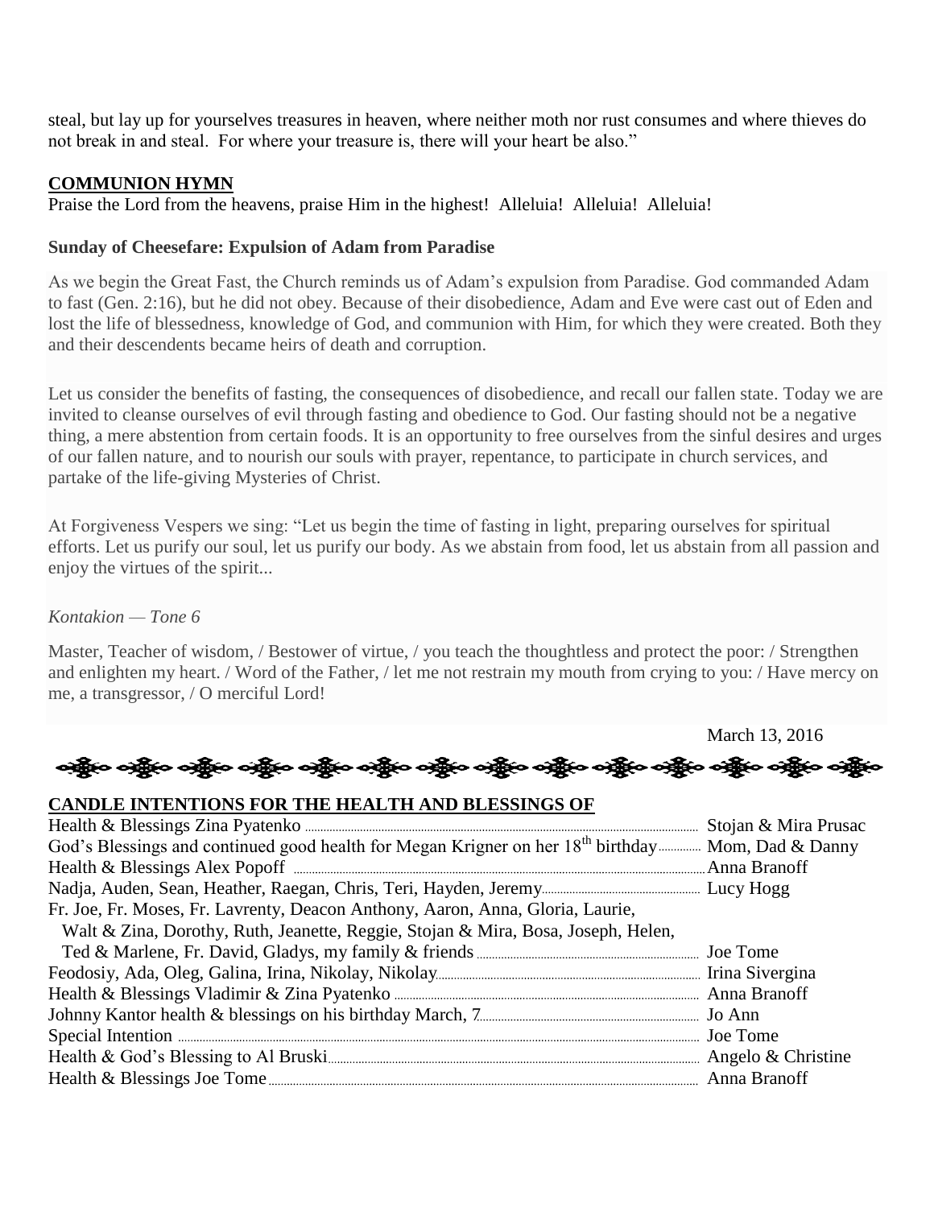steal, but lay up for yourselves treasures in heaven, where neither moth nor rust consumes and where thieves do not break in and steal. For where your treasure is, there will your heart be also."

**COMMUNION HYMN**

Praise the Lord from the heavens, praise Him in the highest! Alleluia! Alleluia! Alleluia!

**Sunday of Cheesefare: Expulsion of Adam from Paradise**

As we begin the Great Fast, the Church reminds us of Adam's expulsion from Paradise. God commanded Adam to fast (Gen. 2:16), but he did not obey. Because of their disobedience, Adam and Eve were cast out of Eden and lost the life of blessedness, knowledge of God, and communion with Him, for which they were created. Both they and their descendents became heirs of death and corruption.

Let us consider the benefits of fasting, the consequences of disobedience, and recall our fallen state. Today we are invited to cleanse ourselves of evil through fasting and obedience to God. Our fasting should not be a negative thing, a mere abstention from certain foods. It is an opportunity to free ourselves from the sinful desires and urges of our fallen nature, and to nourish our souls with prayer, repentance, to participate in church services, and partake of the life-giving Mysteries of Christ.

At Forgiveness Vespers we sing: "Let us begin the time of fasting in light, preparing ourselves for spiritual efforts. Let us purify our soul, let us purify our body. As we abstain from food, let us abstain from all passion and enjoy the virtues of the spirit...

*Kontakion — Tone 6*

Master, Teacher of wisdom, / Bestower of virtue, / you teach the thoughtless and protect the poor: / Strengthen and enlighten my heart. / Word of the Father, / let me not restrain my mouth from crying to you: / Have mercy on me, a transgressor, / O merciful Lord!

March 13, 2016

**CANDLE INTENTIONS FOR THE HEALTH AND BLESSINGS OF**

| | |
|---|---|
| Health & Blessings Zina Pyatenko | Stojan & Mira Prusac |
| God's Blessings and continued good health for Megan Krigner on her 18th birthday | Mom, Dad & Danny |
| Health & Blessings Alex Popoff | Anna Branoff |
| Nadja, Auden, Sean, Heather, Raegan, Chris, Teri, Hayden, Jeremy | Lucy Hogg |
| Fr. Joe, Fr. Moses, Fr. Lavrenty, Deacon Anthony, Aaron, Anna, Gloria, Laurie, Walt & Zina, Dorothy, Ruth, Jeanette, Reggie, Stojan & Mira, Bosa, Joseph, Helen, Ted & Marlene, Fr. David, Gladys, my family & friends | Joe Tome |
| Feodosiy, Ada, Oleg, Galina, Irina, Nikolay, Nikolay | Irina Sivergina |
| Health & Blessings Vladimir & Zina Pyatenko | Anna Branoff |
| Johnny Kantor health & blessings on his birthday March, 7 | Jo Ann |
| Special Intention | Joe Tome |
| Health & God's Blessing to Al Bruski | Angelo & Christine |
| Health & Blessings Joe Tome | Anna Branoff |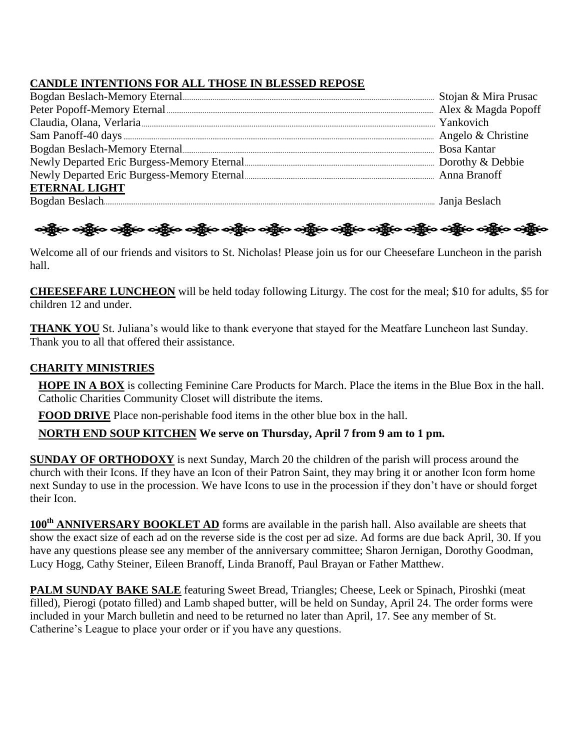## CANDLE INTENTIONS FOR ALL THOSE IN BLESSED REPOSE

| | |
|---|---|
| Bogdan Beslach-Memory Eternal | Stojan & Mira Prusac |
| Peter Popoff-Memory Eternal | Alex & Magda Popoff |
| Claudia, Olana, Verlaria | Yankovich |
| Sam Panoff-40 days | Angelo & Christine |
| Bogdan Beslach-Memory Eternal | Bosa Kantar |
| Newly Departed Eric Burgess-Memory Eternal | Dorothy & Debbie |
| Newly Departed Eric Burgess-Memory Eternal | Anna Branoff |

## ETERNAL LIGHT

| | |
|---|---|
| Bogdan Beslach | Janja Beslach |

Welcome all of our friends and visitors to St. Nicholas! Please join us for our Cheesefare Luncheon in the parish hall.

**CHEESEFARE LUNCHEON** will be held today following Liturgy. The cost for the meal; $10 for adults, $5 for children 12 and under.

**THANK YOU** St. Juliana's would like to thank everyone that stayed for the Meatfare Luncheon last Sunday. Thank you to all that offered their assistance.

## CHARITY MINISTRIES

**HOPE IN A BOX** is collecting Feminine Care Products for March. Place the items in the Blue Box in the hall. Catholic Charities Community Closet will distribute the items.

**FOOD DRIVE** Place non-perishable food items in the other blue box in the hall.

**NORTH END SOUP KITCHEN We serve on Thursday, April 7 from 9 am to 1 pm.**

**SUNDAY OF ORTHODOXY** is next Sunday, March 20 the children of the parish will process around the church with their Icons. If they have an Icon of their Patron Saint, they may bring it or another Icon form home next Sunday to use in the procession. We have Icons to use in the procession if they don't have or should forget their Icon.

**100th ANNIVERSARY BOOKLET AD** forms are available in the parish hall. Also available are sheets that show the exact size of each ad on the reverse side is the cost per ad size. Ad forms are due back April, 30. If you have any questions please see any member of the anniversary committee; Sharon Jernigan, Dorothy Goodman, Lucy Hogg, Cathy Steiner, Eileen Branoff, Linda Branoff, Paul Brayan or Father Matthew.

**PALM SUNDAY BAKE SALE** featuring Sweet Bread, Triangles; Cheese, Leek or Spinach, Piroshki (meat filled), Pierogi (potato filled) and Lamb shaped butter, will be held on Sunday, April 24. The order forms were included in your March bulletin and need to be returned no later than April, 17. See any member of St. Catherine's League to place your order or if you have any questions.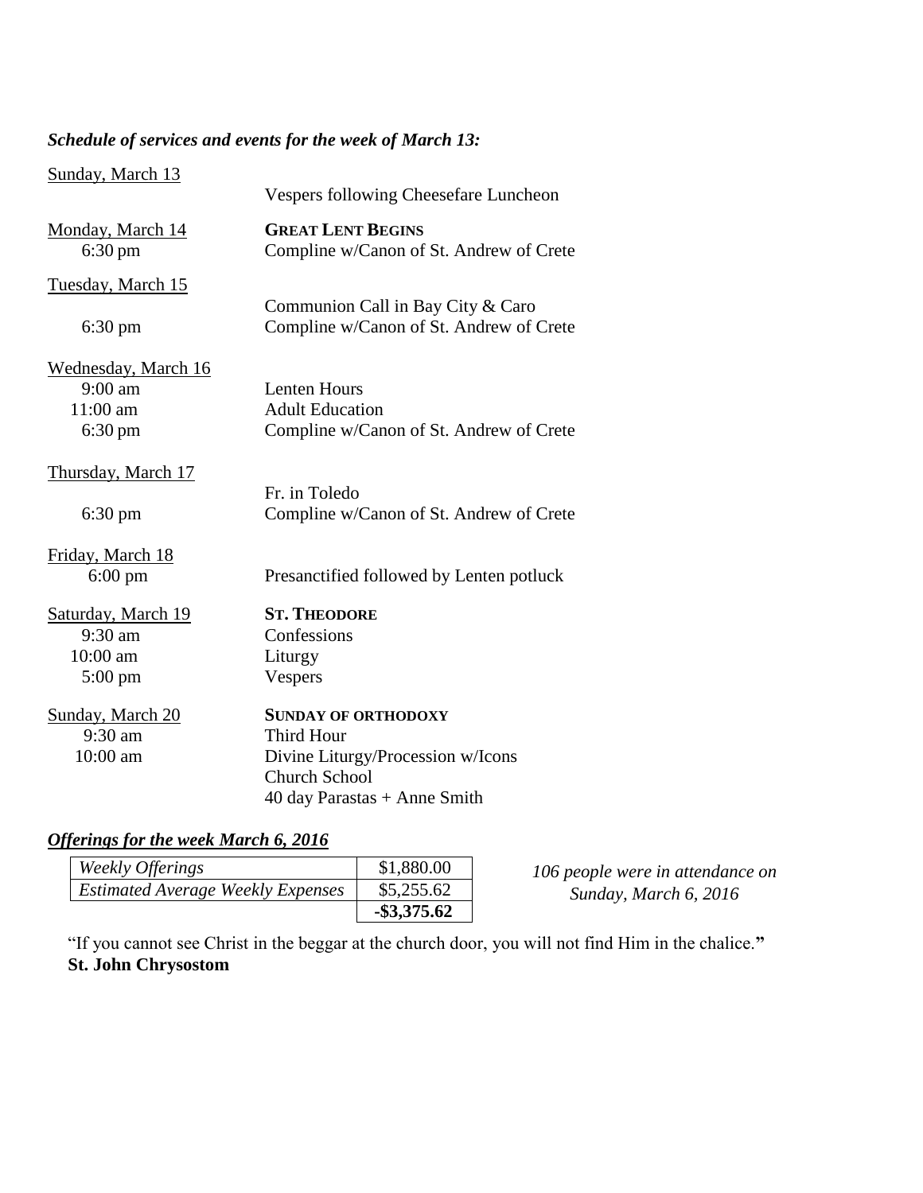***Schedule of services and events for the week of March 13:***

| | | |
|---|---|---|
| Sunday, March 13 | | Vespers following Cheesefare Luncheon |
| Monday, March 14 | | **GREAT LENT BEGINS** |
| | 6:30 pm | Compline w/Canon of St. Andrew of Crete |
| Tuesday, March 15 | | Communion Call in Bay City & Caro |
| | 6:30 pm | Compline w/Canon of St. Andrew of Crete |
| Wednesday, March 16 | 9:00 am | Lenten Hours |
| | 11:00 am | Adult Education |
| | 6:30 pm | Compline w/Canon of St. Andrew of Crete |
| Thursday, March 17 | | Fr. in Toledo |
| | 6:30 pm | Compline w/Canon of St. Andrew of Crete |
| Friday, March 18 | 6:00 pm | Presanctified followed by Lenten potluck |
| Saturday, March 19 | | **ST. THEODORE** |
| | 9:30 am | Confessions |
| | 10:00 am | Liturgy |
| | 5:00 pm | Vespers |
| Sunday, March 20 | | **SUNDAY OF ORTHODOXY** |
| | 9:30 am | Third Hour |
| | 10:00 am | Divine Liturgy/Procession w/Icons |
| | | Church School |
| | | 40 day Parastas + Anne Smith |

***Offerings for the week March 6, 2016***

| | |
|---|---|
| *Weekly Offerings* | $1,880.00 |
| *Estimated Average Weekly Expenses* | $5,255.62 |
| | **-$3,375.62** |

*106 people were in attendance on Sunday, March 6, 2016*

"If you cannot see Christ in the beggar at the church door, you will not find Him in the chalice."
**St. John Chrysostom**